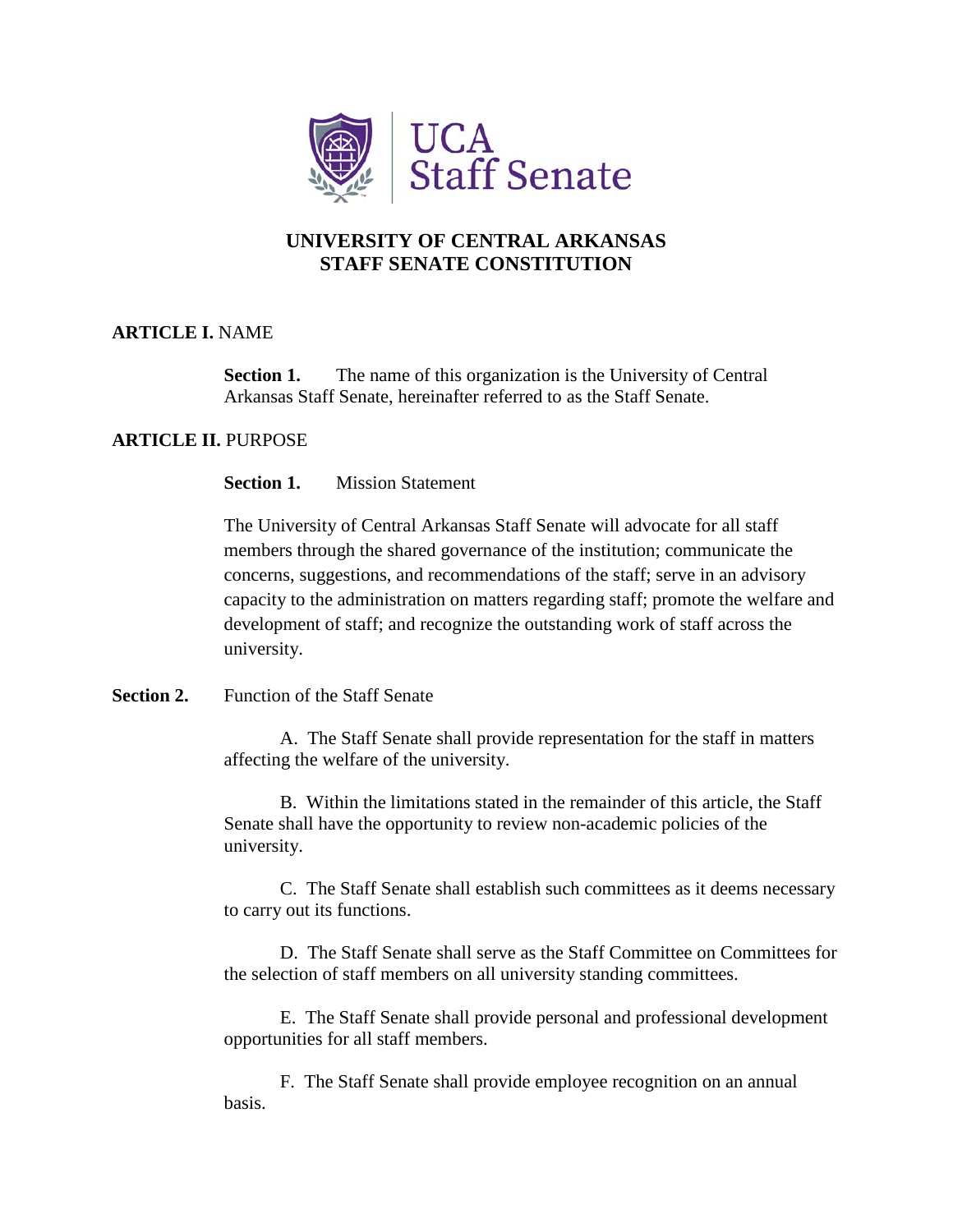UCA Staff Senate

# UNIVERSITY OF CENTRAL ARKANSAS
# STAFF SENATE CONSTITUTION

## ARTICLE I. NAME

**Section 1.** The name of this organization is the University of Central Arkansas Staff Senate, hereinafter referred to as the Staff Senate.

## ARTICLE II. PURPOSE

**Section 1.** Mission Statement

The University of Central Arkansas Staff Senate will advocate for all staff members through the shared governance of the institution; communicate the concerns, suggestions, and recommendations of the staff; serve in an advisory capacity to the administration on matters regarding staff; promote the welfare and development of staff; and recognize the outstanding work of staff across the university.

**Section 2.** Function of the Staff Senate

A. The Staff Senate shall provide representation for the staff in matters affecting the welfare of the university.

B. Within the limitations stated in the remainder of this article, the Staff Senate shall have the opportunity to review non-academic policies of the university.

C. The Staff Senate shall establish such committees as it deems necessary to carry out its functions.

D. The Staff Senate shall serve as the Staff Committee on Committees for the selection of staff members on all university standing committees.

E. The Staff Senate shall provide personal and professional development opportunities for all staff members.

F. The Staff Senate shall provide employee recognition on an annual basis.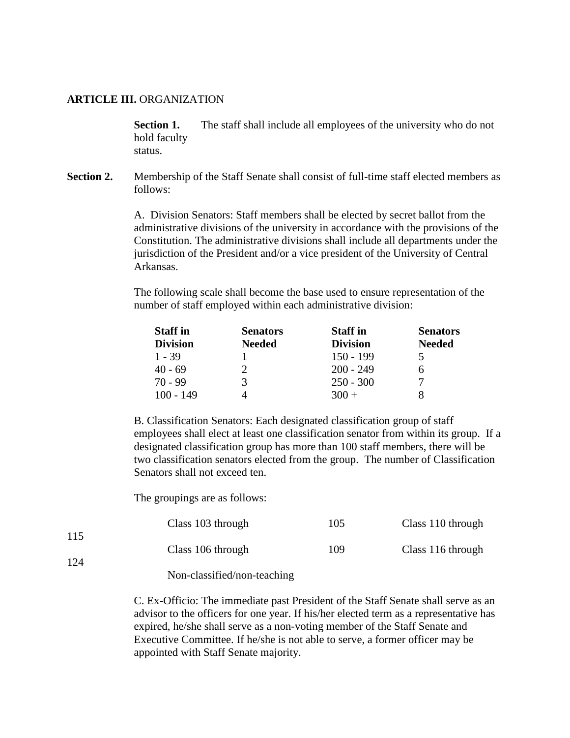**ARTICLE III.** ORGANIZATION

**Section 1.** The staff shall include all employees of the university who do not hold faculty status.

**Section 2.** Membership of the Staff Senate shall consist of full-time staff elected members as follows:

A. Division Senators: Staff members shall be elected by secret ballot from the administrative divisions of the university in accordance with the provisions of the Constitution. The administrative divisions shall include all departments under the jurisdiction of the President and/or a vice president of the University of Central Arkansas.

The following scale shall become the base used to ensure representation of the number of staff employed within each administrative division:

| **Staff in Division** | **Senators Needed** | **Staff in Division** | **Senators Needed** |
|---|---|---|---|
| 1 - 39 | 1 | 150 - 199 | 5 |
| 40 - 69 | 2 | 200 - 249 | 6 |
| 70 - 99 | 3 | 250 - 300 | 7 |
| 100 - 149 | 4 | 300 + | 8 |

B. Classification Senators: Each designated classification group of staff employees shall elect at least one classification senator from within its group. If a designated classification group has more than 100 staff members, there will be two classification senators elected from the group. The number of Classification Senators shall not exceed ten.

The groupings are as follows:

- Class 103 through 105
- Class 110 through 115
- Class 106 through 109
- Class 116 through 124
- Non-classified/non-teaching

C. Ex-Officio: The immediate past President of the Staff Senate shall serve as an advisor to the officers for one year. If his/her elected term as a representative has expired, he/she shall serve as a non-voting member of the Staff Senate and Executive Committee. If he/she is not able to serve, a former officer may be appointed with Staff Senate majority.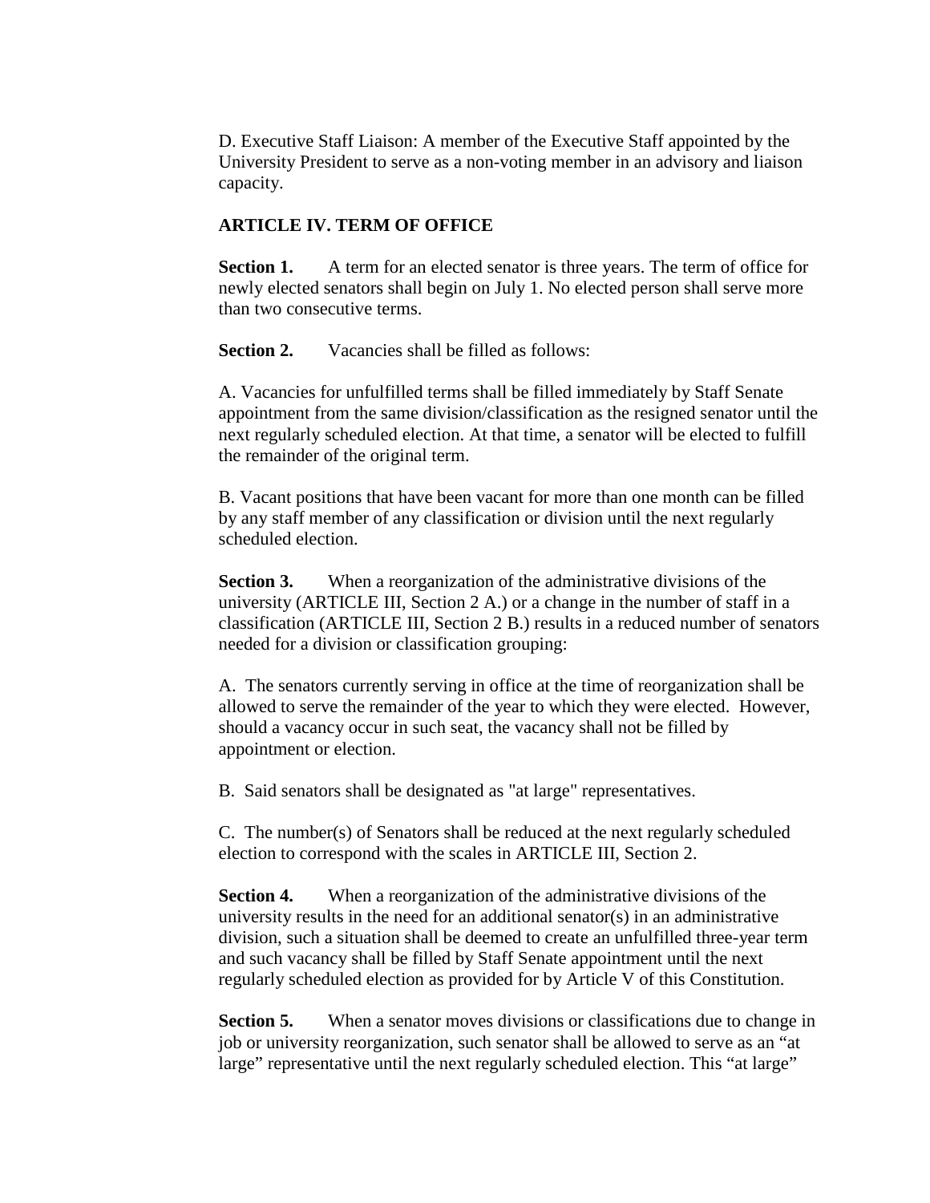D. Executive Staff Liaison: A member of the Executive Staff appointed by the University President to serve as a non-voting member in an advisory and liaison capacity.

## ARTICLE IV. TERM OF OFFICE

**Section 1.** A term for an elected senator is three years. The term of office for newly elected senators shall begin on July 1. No elected person shall serve more than two consecutive terms.

**Section 2.** Vacancies shall be filled as follows:

A. Vacancies for unfulfilled terms shall be filled immediately by Staff Senate appointment from the same division/classification as the resigned senator until the next regularly scheduled election. At that time, a senator will be elected to fulfill the remainder of the original term.

B. Vacant positions that have been vacant for more than one month can be filled by any staff member of any classification or division until the next regularly scheduled election.

**Section 3.** When a reorganization of the administrative divisions of the university (ARTICLE III, Section 2 A.) or a change in the number of staff in a classification (ARTICLE III, Section 2 B.) results in a reduced number of senators needed for a division or classification grouping:

A. The senators currently serving in office at the time of reorganization shall be allowed to serve the remainder of the year to which they were elected. However, should a vacancy occur in such seat, the vacancy shall not be filled by appointment or election.

B. Said senators shall be designated as "at large" representatives.

C. The number(s) of Senators shall be reduced at the next regularly scheduled election to correspond with the scales in ARTICLE III, Section 2.

**Section 4.** When a reorganization of the administrative divisions of the university results in the need for an additional senator(s) in an administrative division, such a situation shall be deemed to create an unfulfilled three-year term and such vacancy shall be filled by Staff Senate appointment until the next regularly scheduled election as provided for by Article V of this Constitution.

**Section 5.** When a senator moves divisions or classifications due to change in job or university reorganization, such senator shall be allowed to serve as an "at large" representative until the next regularly scheduled election. This "at large"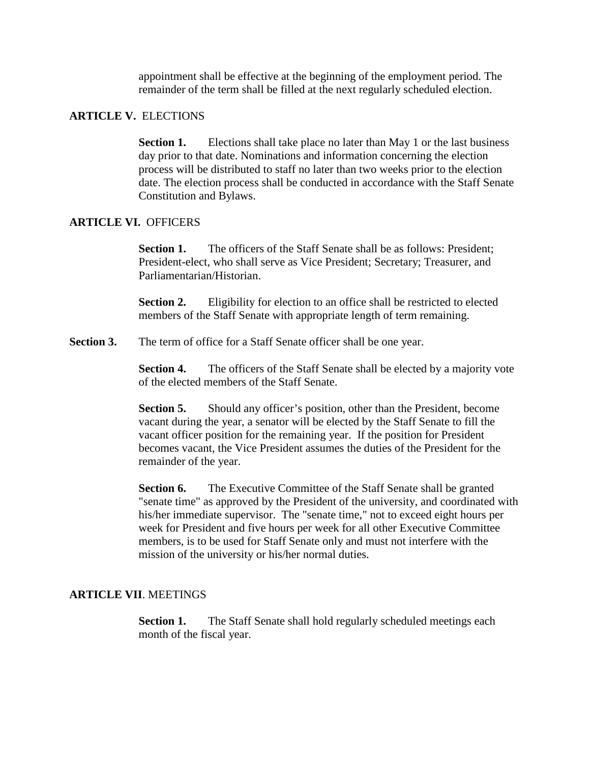appointment shall be effective at the beginning of the employment period. The remainder of the term shall be filled at the next regularly scheduled election.

**ARTICLE V.** ELECTIONS

**Section 1.** Elections shall take place no later than May 1 or the last business day prior to that date. Nominations and information concerning the election process will be distributed to staff no later than two weeks prior to the election date. The election process shall be conducted in accordance with the Staff Senate Constitution and Bylaws.

**ARTICLE VI.** OFFICERS

**Section 1.** The officers of the Staff Senate shall be as follows: President; President-elect, who shall serve as Vice President; Secretary; Treasurer, and Parliamentarian/Historian.

**Section 2.** Eligibility for election to an office shall be restricted to elected members of the Staff Senate with appropriate length of term remaining.

**Section 3.** The term of office for a Staff Senate officer shall be one year.

**Section 4.** The officers of the Staff Senate shall be elected by a majority vote of the elected members of the Staff Senate.

**Section 5.** Should any officer's position, other than the President, become vacant during the year, a senator will be elected by the Staff Senate to fill the vacant officer position for the remaining year. If the position for President becomes vacant, the Vice President assumes the duties of the President for the remainder of the year.

**Section 6.** The Executive Committee of the Staff Senate shall be granted "senate time" as approved by the President of the university, and coordinated with his/her immediate supervisor. The "senate time," not to exceed eight hours per week for President and five hours per week for all other Executive Committee members, is to be used for Staff Senate only and must not interfere with the mission of the university or his/her normal duties.

**ARTICLE VII**. MEETINGS

**Section 1.** The Staff Senate shall hold regularly scheduled meetings each month of the fiscal year.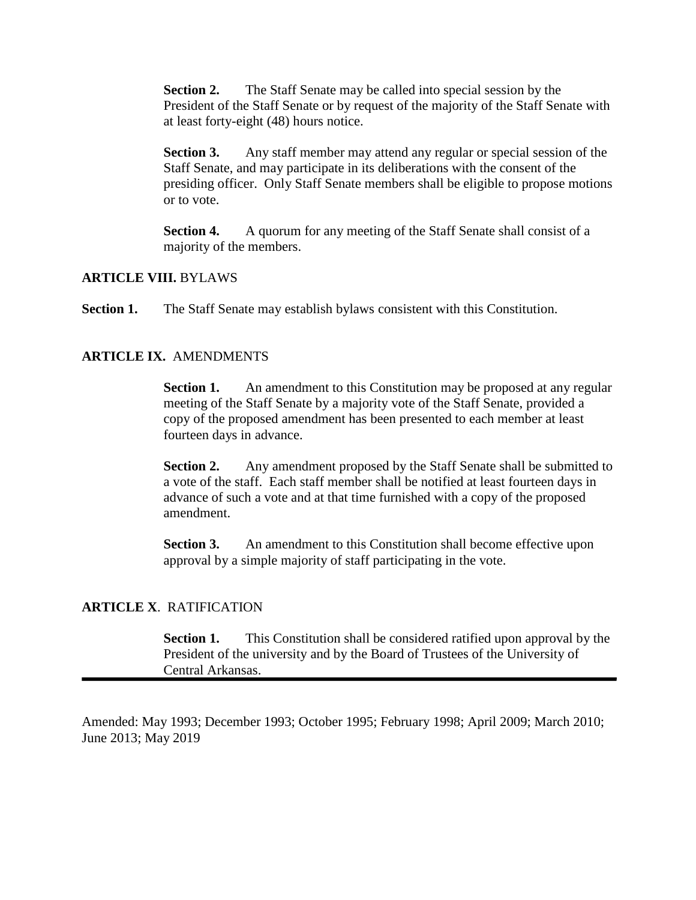**Section 2.** The Staff Senate may be called into special session by the President of the Staff Senate or by request of the majority of the Staff Senate with at least forty-eight (48) hours notice.

**Section 3.** Any staff member may attend any regular or special session of the Staff Senate, and may participate in its deliberations with the consent of the presiding officer. Only Staff Senate members shall be eligible to propose motions or to vote.

**Section 4.** A quorum for any meeting of the Staff Senate shall consist of a majority of the members.

## ARTICLE VIII. BYLAWS

**Section 1.** The Staff Senate may establish bylaws consistent with this Constitution.

## ARTICLE IX. AMENDMENTS

**Section 1.** An amendment to this Constitution may be proposed at any regular meeting of the Staff Senate by a majority vote of the Staff Senate, provided a copy of the proposed amendment has been presented to each member at least fourteen days in advance.

**Section 2.** Any amendment proposed by the Staff Senate shall be submitted to a vote of the staff. Each staff member shall be notified at least fourteen days in advance of such a vote and at that time furnished with a copy of the proposed amendment.

**Section 3.** An amendment to this Constitution shall become effective upon approval by a simple majority of staff participating in the vote.

## ARTICLE X. RATIFICATION

**Section 1.** This Constitution shall be considered ratified upon approval by the President of the university and by the Board of Trustees of the University of Central Arkansas.

---

Amended: May 1993; December 1993; October 1995; February 1998; April 2009; March 2010; June 2013; May 2019